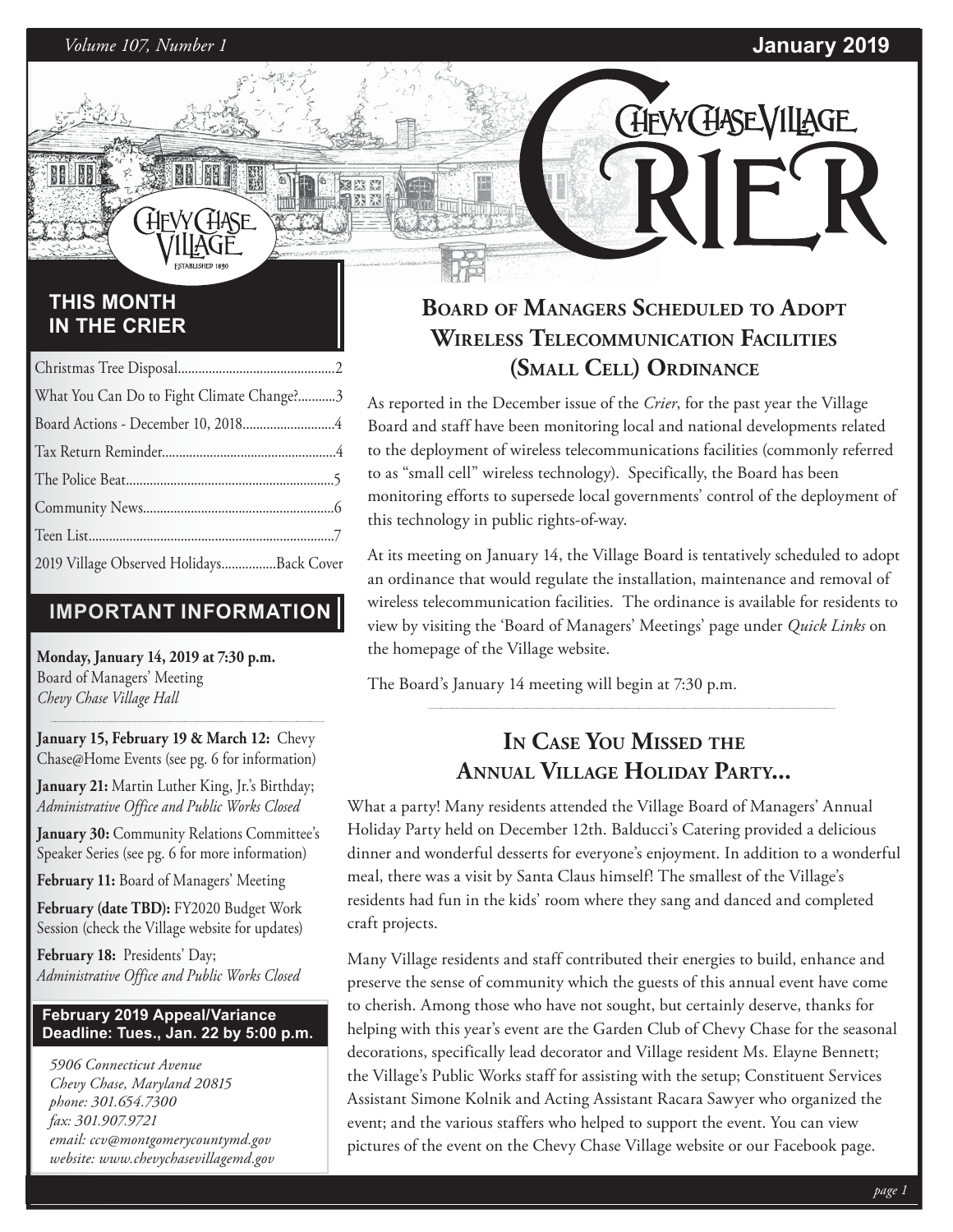# Chevy Chase Village Crier

## THIS MONTH IN THE CRIER

- Christmas Tree Disposal....2
- What You Can Do to Fight Climate Change?....3
- Board Actions - December 10, 2018....4
- Tax Return Reminder....4
- The Police Beat....5
- Community News....6
- Teen List....7
- 2019 Village Observed Holidays....Back Cover

## IMPORTANT INFORMATION

**Monday, January 14, 2019 at 7:30 p.m.**
Board of Managers' Meeting
*Chevy Chase Village Hall*

**January 15, February 19 & March 12:** Chevy Chase@Home Events (see pg. 6 for information)

**January 21:** Martin Luther King, Jr.'s Birthday; *Administrative Office and Public Works Closed*

**January 30:** Community Relations Committee's Speaker Series (see pg. 6 for more information)

**February 11:** Board of Managers' Meeting

**February (date TBD):** FY2020 Budget Work Session (check the Village website for updates)

**February 18:** Presidents' Day; *Administrative Office and Public Works Closed*

**February 2019 Appeal/Variance Deadline: Tues., Jan. 22 by 5:00 p.m.**

*5906 Connecticut Avenue*
*Chevy Chase, Maryland 20815*
*phone: 301.654.7300*
*fax: 301.907.9721*
*email: ccv@montgomerycountymd.gov*
*website: www.chevychasevillagemd.gov*

## Board of Managers Scheduled to Adopt Wireless Telecommunication Facilities (Small Cell) Ordinance

As reported in the December issue of the *Crier*, for the past year the Village Board and staff have been monitoring local and national developments related to the deployment of wireless telecommunications facilities (commonly referred to as "small cell" wireless technology). Specifically, the Board has been monitoring efforts to supersede local governments' control of the deployment of this technology in public rights-of-way.

At its meeting on January 14, the Village Board is tentatively scheduled to adopt an ordinance that would regulate the installation, maintenance and removal of wireless telecommunication facilities. The ordinance is available for residents to view by visiting the 'Board of Managers' Meetings' page under *Quick Links* on the homepage of the Village website.

The Board's January 14 meeting will begin at 7:30 p.m.

## In Case You Missed the Annual Village Holiday Party...

What a party! Many residents attended the Village Board of Managers' Annual Holiday Party held on December 12th. Balducci's Catering provided a delicious dinner and wonderful desserts for everyone's enjoyment. In addition to a wonderful meal, there was a visit by Santa Claus himself! The smallest of the Village's residents had fun in the kids' room where they sang and danced and completed craft projects.

Many Village residents and staff contributed their energies to build, enhance and preserve the sense of community which the guests of this annual event have come to cherish. Among those who have not sought, but certainly deserve, thanks for helping with this year's event are the Garden Club of Chevy Chase for the seasonal decorations, specifically lead decorator and Village resident Ms. Elayne Bennett; the Village's Public Works staff for assisting with the setup; Constituent Services Assistant Simone Kolnik and Acting Assistant Racara Sawyer who organized the event; and the various staffers who helped to support the event. You can view pictures of the event on the Chevy Chase Village website or our Facebook page.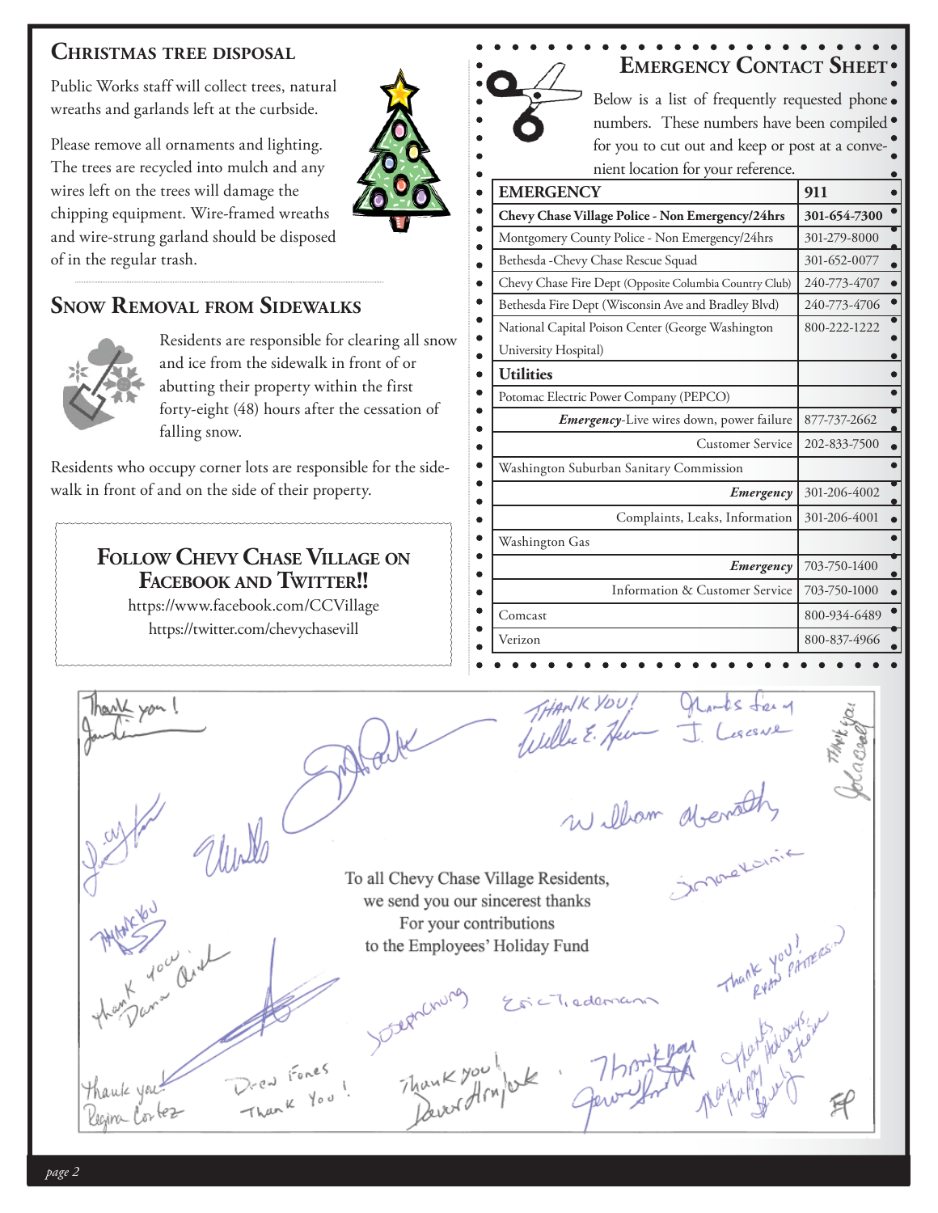## Christmas Tree Disposal

Public Works staff will collect trees, natural wreaths and garlands left at the curbside.

Please remove all ornaments and lighting. The trees are recycled into mulch and any wires left on the trees will damage the chipping equipment. Wire-framed wreaths and wire-strung garland should be disposed of in the regular trash.

## Snow Removal from Sidewalks

Residents are responsible for clearing all snow and ice from the sidewalk in front of or abutting their property within the first forty-eight (48) hours after the cessation of falling snow.

Residents who occupy corner lots are responsible for the sidewalk in front of and on the side of their property.

### Follow Chevy Chase Village on Facebook and Twitter!!

https://www.facebook.com/CCVillage

https://twitter.com/chevychasevill

## Emergency Contact Sheet

Below is a list of frequently requested phone numbers. These numbers have been compiled for you to cut out and keep or post at a convenient location for your reference.

| EMERGENCY | 911 |
|---|---|
| **Chevy Chase Village Police - Non Emergency/24hrs** | **301-654-7300** |
| Montgomery County Police - Non Emergency/24hrs | 301-279-8000 |
| Bethesda -Chevy Chase Rescue Squad | 301-652-0077 |
| Chevy Chase Fire Dept (Opposite Columbia Country Club) | 240-773-4707 |
| Bethesda Fire Dept (Wisconsin Ave and Bradley Blvd) | 240-773-4706 |
| National Capital Poison Center (George Washington University Hospital) | 800-222-1222 |
| **Utilities** | |
| Potomac Electric Power Company (PEPCO) | |
| ***Emergency***-Live wires down, power failure | 877-737-2662 |
| Customer Service | 202-833-7500 |
| Washington Suburban Sanitary Commission | |
| ***Emergency*** | 301-206-4002 |
| Complaints, Leaks, Information | 301-206-4001 |
| Washington Gas | |
| ***Emergency*** | 703-750-1400 |
| Information & Customer Service | 703-750-1000 |
| Comcast | 800-934-6489 |
| Verizon | 800-837-4966 |

To all Chevy Chase Village Residents,
we send you our sincerest thanks
For your contributions
to the Employees' Holiday Fund

Thank you! · THANK YOU! · Thanks for all · Thank you! · THANK YOU · Thank you · Drew Fones Thank You! · Thank you! · Thank you · Thank you! Ryan Patterson · Thanks, Happy Holidays · William Abernathy · Eric Tiedemann · Regina Cortez · Dana Quick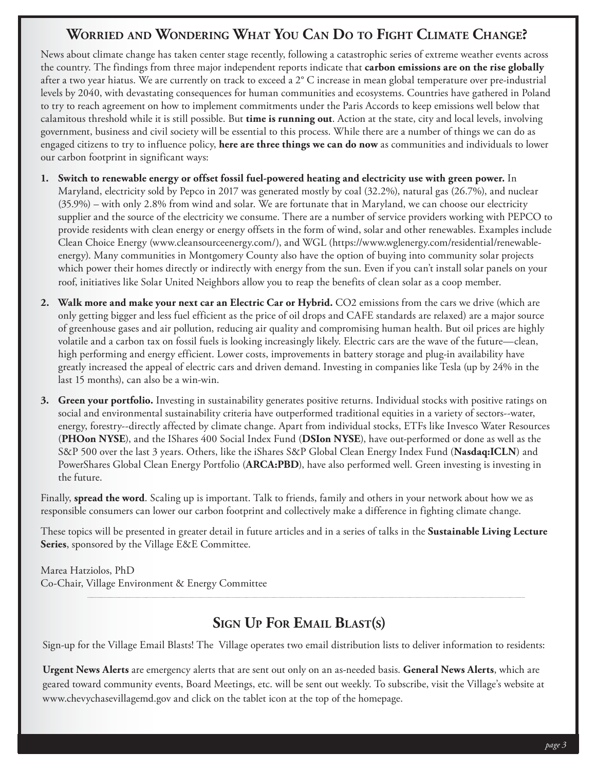## Worried and Wondering What You Can Do to Fight Climate Change?

News about climate change has taken center stage recently, following a catastrophic series of extreme weather events across the country. The findings from three major independent reports indicate that **carbon emissions are on the rise globally** after a two year hiatus. We are currently on track to exceed a 2° C increase in mean global temperature over pre-industrial levels by 2040, with devastating consequences for human communities and ecosystems. Countries have gathered in Poland to try to reach agreement on how to implement commitments under the Paris Accords to keep emissions well below that calamitous threshold while it is still possible. But **time is running out**. Action at the state, city and local levels, involving government, business and civil society will be essential to this process. While there are a number of things we can do as engaged citizens to try to influence policy, **here are three things we can do now** as communities and individuals to lower our carbon footprint in significant ways:

1. **Switch to renewable energy or offset fossil fuel-powered heating and electricity use with green power.** In Maryland, electricity sold by Pepco in 2017 was generated mostly by coal (32.2%), natural gas (26.7%), and nuclear (35.9%) – with only 2.8% from wind and solar. We are fortunate that in Maryland, we can choose our electricity supplier and the source of the electricity we consume. There are a number of service providers working with PEPCO to provide residents with clean energy or energy offsets in the form of wind, solar and other renewables. Examples include Clean Choice Energy (www.cleansourceenergy.com/), and WGL (https://www.wglenergy.com/residential/renewable-energy). Many communities in Montgomery County also have the option of buying into community solar projects which power their homes directly or indirectly with energy from the sun. Even if you can't install solar panels on your roof, initiatives like Solar United Neighbors allow you to reap the benefits of clean solar as a coop member.

2. **Walk more and make your next car an Electric Car or Hybrid.** $CO_2$ emissions from the cars we drive (which are only getting bigger and less fuel efficient as the price of oil drops and CAFE standards are relaxed) are a major source of greenhouse gases and air pollution, reducing air quality and compromising human health. But oil prices are highly volatile and a carbon tax on fossil fuels is looking increasingly likely. Electric cars are the wave of the future—clean, high performing and energy efficient. Lower costs, improvements in battery storage and plug-in availability have greatly increased the appeal of electric cars and driven demand. Investing in companies like Tesla (up by 24% in the last 15 months), can also be a win-win.

3. **Green your portfolio.** Investing in sustainability generates positive returns. Individual stocks with positive ratings on social and environmental sustainability criteria have outperformed traditional equities in a variety of sectors--water, energy, forestry--directly affected by climate change. Apart from individual stocks, ETFs like Invesco Water Resources (**PHOon NYSE**), and the IShares 400 Social Index Fund (**DSIon NYSE**), have out-performed or done as well as the S&P 500 over the last 3 years. Others, like the iShares S&P Global Clean Energy Index Fund (**Nasdaq:ICLN**) and PowerShares Global Clean Energy Portfolio (**ARCA:PBD**), have also performed well. Green investing is investing in the future.

Finally, **spread the word**. Scaling up is important. Talk to friends, family and others in your network about how we as responsible consumers can lower our carbon footprint and collectively make a difference in fighting climate change.

These topics will be presented in greater detail in future articles and in a series of talks in the **Sustainable Living Lecture Series**, sponsored by the Village E&E Committee.

Marea Hatziolos, PhD
Co-Chair, Village Environment & Energy Committee

## Sign Up For Email Blast(s)

Sign-up for the Village Email Blasts! The Village operates two email distribution lists to deliver information to residents:

**Urgent News Alerts** are emergency alerts that are sent out only on an as-needed basis. **General News Alerts**, which are geared toward community events, Board Meetings, etc. will be sent out weekly. To subscribe, visit the Village's website at www.chevychasevillagemd.gov and click on the tablet icon at the top of the homepage.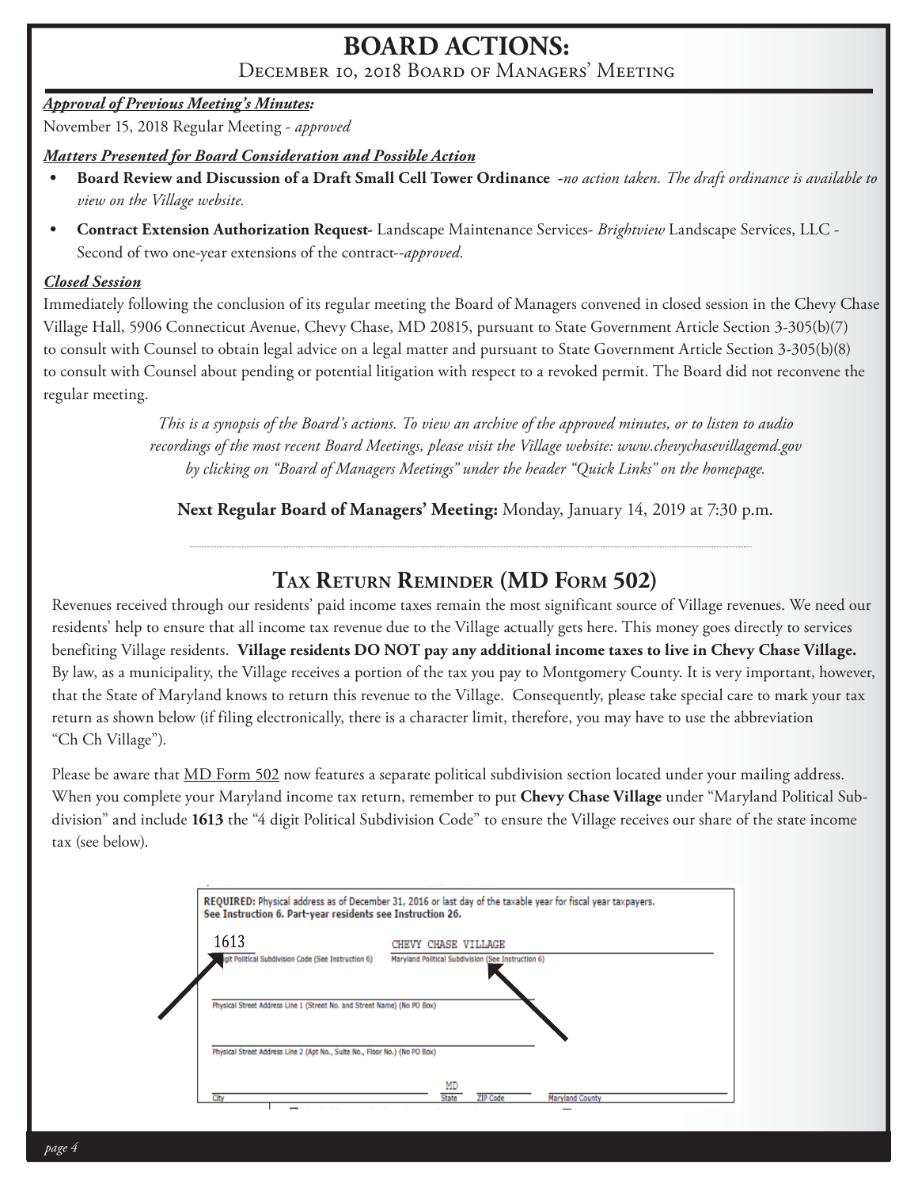# BOARD ACTIONS:

## December 10, 2018 Board of Managers' Meeting

***Approval of Previous Meeting's Minutes:***

November 15, 2018 Regular Meeting - *approved*

***Matters Presented for Board Consideration and Possible Action***

- **Board Review and Discussion of a Draft Small Cell Tower Ordinance** -*no action taken. The draft ordinance is available to view on the Village website.*
- **Contract Extension Authorization Request-** Landscape Maintenance Services- *Brightview* Landscape Services, LLC - Second of two one-year extensions of the contract--*approved.*

***Closed Session***

Immediately following the conclusion of its regular meeting the Board of Managers convened in closed session in the Chevy Chase Village Hall, 5906 Connecticut Avenue, Chevy Chase, MD 20815, pursuant to State Government Article Section 3-305(b)(7) to consult with Counsel to obtain legal advice on a legal matter and pursuant to State Government Article Section 3-305(b)(8) to consult with Counsel about pending or potential litigation with respect to a revoked permit. The Board did not reconvene the regular meeting.

*This is a synopsis of the Board's actions. To view an archive of the approved minutes, or to listen to audio recordings of the most recent Board Meetings, please visit the Village website: www.chevychasevillagemd.gov by clicking on "Board of Managers Meetings" under the header "Quick Links" on the homepage.*

**Next Regular Board of Managers' Meeting:** Monday, January 14, 2019 at 7:30 p.m.

---

## Tax Return Reminder (MD Form 502)

Revenues received through our residents' paid income taxes remain the most significant source of Village revenues. We need our residents' help to ensure that all income tax revenue due to the Village actually gets here. This money goes directly to services benefiting Village residents. **Village residents DO NOT pay any additional income taxes to live in Chevy Chase Village.** By law, as a municipality, the Village receives a portion of the tax you pay to Montgomery County. It is very important, however, that the State of Maryland knows to return this revenue to the Village. Consequently, please take special care to mark your tax return as shown below (if filing electronically, there is a character limit, therefore, you may have to use the abbreviation "Ch Ch Village").

Please be aware that MD Form 502 now features a separate political subdivision section located under your mailing address. When you complete your Maryland income tax return, remember to put **Chevy Chase Village** under "Maryland Political Subdivision" and include **1613** the "4 digit Political Subdivision Code" to ensure the Village receives our share of the state income tax (see below).

**REQUIRED:** Physical address as of December 31, 2016 or last day of the taxable year for fiscal year taxpayers. See Instruction 6. Part-year residents see Instruction 26.

| 1613 | CHEVY CHASE VILLAGE |
|---|---|
| 4 Digit Political Subdivision Code (See Instruction 6) | Maryland Political Subdivision (See Instruction 6) |

Physical Street Address Line 1 (Street No. and Street Name) (No PO Box)

Physical Street Address Line 2 (Apt No., Suite No., Floor No.) (No PO Box)

| City | MD State | ZIP Code | Maryland County |
|---|---|---|---|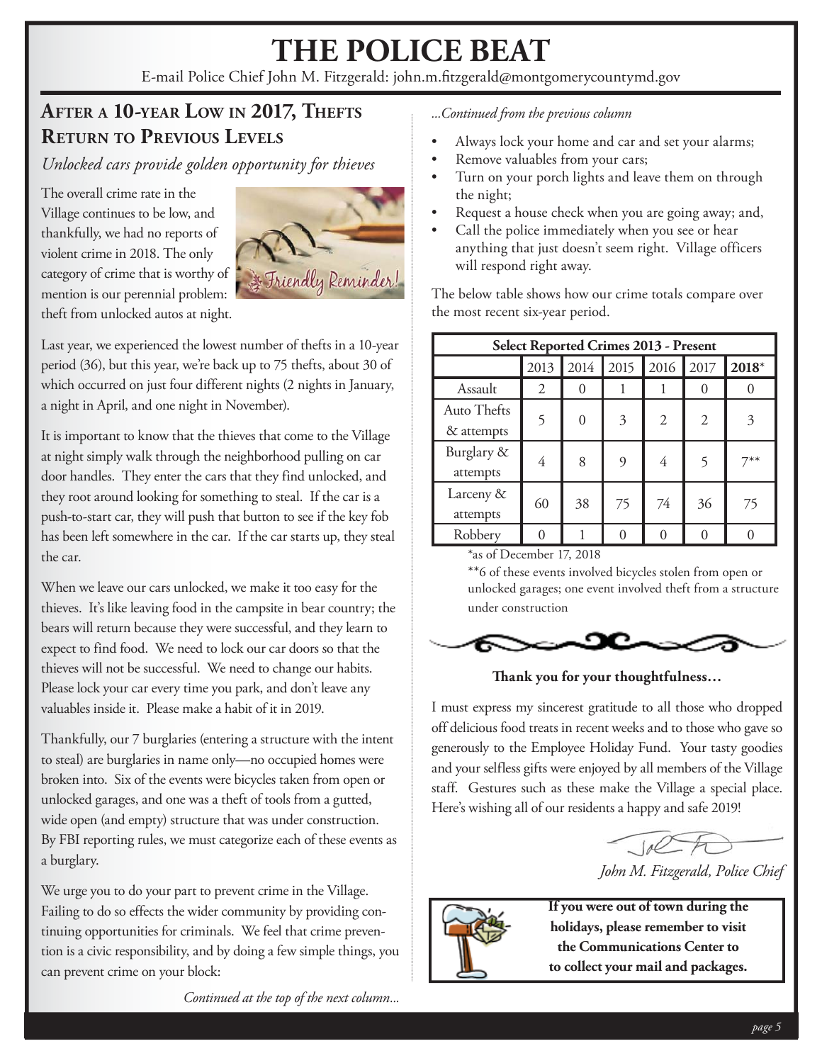# THE POLICE BEAT

E-mail Police Chief John M. Fitzgerald: john.m.fitzgerald@montgomerycountymd.gov

## After a 10-Year Low in 2017, Thefts Return to Previous Levels

*Unlocked cars provide golden opportunity for thieves*

The overall crime rate in the Village continues to be low, and thankfully, we had no reports of violent crime in 2018. The only category of crime that is worthy of mention is our perennial problem: theft from unlocked autos at night.

Last year, we experienced the lowest number of thefts in a 10-year period (36), but this year, we're back up to 75 thefts, about 30 of which occurred on just four different nights (2 nights in January, a night in April, and one night in November).

It is important to know that the thieves that come to the Village at night simply walk through the neighborhood pulling on car door handles. They enter the cars that they find unlocked, and they root around looking for something to steal. If the car is a push-to-start car, they will push that button to see if the key fob has been left somewhere in the car. If the car starts up, they steal the car.

When we leave our cars unlocked, we make it too easy for the thieves. It's like leaving food in the campsite in bear country; the bears will return because they were successful, and they learn to expect to find food. We need to lock our car doors so that the thieves will not be successful. We need to change our habits. Please lock your car every time you park, and don't leave any valuables inside it. Please make a habit of it in 2019.

Thankfully, our 7 burglaries (entering a structure with the intent to steal) are burglaries in name only—no occupied homes were broken into. Six of the events were bicycles taken from open or unlocked garages, and one was a theft of tools from a gutted, wide open (and empty) structure that was under construction. By FBI reporting rules, we must categorize each of these events as a burglary.

We urge you to do your part to prevent crime in the Village. Failing to do so effects the wider community by providing continuing opportunities for criminals. We feel that crime prevention is a civic responsibility, and by doing a few simple things, you can prevent crime on your block:

- Always lock your home and car and set your alarms;
- Remove valuables from your cars;
- Turn on your porch lights and leave them on through the night;
- Request a house check when you are going away; and,
- Call the police immediately when you see or hear anything that just doesn't seem right. Village officers will respond right away.

The below table shows how our crime totals compare over the most recent six-year period.

| Select Reported Crimes 2013 - Present | | | | | | |
|---|---|---|---|---|---|---|
| | 2013 | 2014 | 2015 | 2016 | 2017 | **2018*** |
| Assault | 2 | 0 | 1 | 1 | 0 | 0 |
| Auto Thefts & attempts | 5 | 0 | 3 | 2 | 2 | 3 |
| Burglary & attempts | 4 | 8 | 9 | 4 | 5 | 7** |
| Larceny & attempts | 60 | 38 | 75 | 74 | 36 | 75 |
| Robbery | 0 | 1 | 0 | 0 | 0 | 0 |

*as of December 17, 2018

**6 of these events involved bicycles stolen from open or unlocked garages; one event involved theft from a structure under construction

**Thank you for your thoughtfulness…**

I must express my sincerest gratitude to all those who dropped off delicious food treats in recent weeks and to those who gave so generously to the Employee Holiday Fund. Your tasty goodies and your selfless gifts were enjoyed by all members of the Village staff. Gestures such as these make the Village a special place. Here's wishing all of our residents a happy and safe 2019!

*John M. Fitzgerald, Police Chief*

**If you were out of town during the holidays, please remember to visit the Communications Center to to collect your mail and packages.**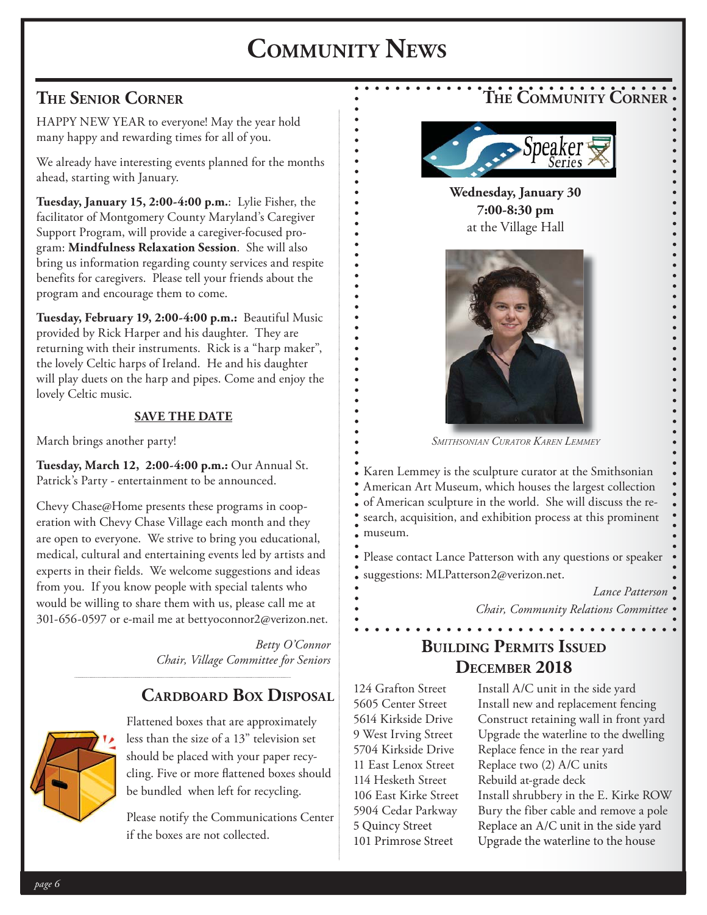# Community News

## The Senior Corner

HAPPY NEW YEAR to everyone! May the year hold many happy and rewarding times for all of you.

We already have interesting events planned for the months ahead, starting with January.

**Tuesday, January 15, 2:00-4:00 p.m.**: Lylie Fisher, the facilitator of Montgomery County Maryland's Caregiver Support Program, will provide a caregiver-focused program: **Mindfulness Relaxation Session**. She will also bring us information regarding county services and respite benefits for caregivers. Please tell your friends about the program and encourage them to come.

**Tuesday, February 19, 2:00-4:00 p.m.:** Beautiful Music provided by Rick Harper and his daughter. They are returning with their instruments. Rick is a "harp maker", the lovely Celtic harps of Ireland. He and his daughter will play duets on the harp and pipes. Come and enjoy the lovely Celtic music.

**SAVE THE DATE**

March brings another party!

**Tuesday, March 12, 2:00-4:00 p.m.:** Our Annual St. Patrick's Party - entertainment to be announced.

Chevy Chase@Home presents these programs in cooperation with Chevy Chase Village each month and they are open to everyone. We strive to bring you educational, medical, cultural and entertaining events led by artists and experts in their fields. We welcome suggestions and ideas from you. If you know people with special talents who would be willing to share them with us, please call me at 301-656-0597 or e-mail me at bettyoconnor2@verizon.net.

*Betty O'Connor*
*Chair, Village Committee for Seniors*

## Cardboard Box Disposal

Flattened boxes that are approximately less than the size of a 13" television set should be placed with your paper recycling. Five or more flattened boxes should be bundled when left for recycling.

Please notify the Communications Center if the boxes are not collected.

## The Community Corner

Speaker Series

**Wednesday, January 30**
**7:00-8:30 pm**
at the Village Hall

*Smithsonian Curator Karen Lemmey*

Karen Lemmey is the sculpture curator at the Smithsonian American Art Museum, which houses the largest collection of American sculpture in the world. She will discuss the research, acquisition, and exhibition process at this prominent museum.

Please contact Lance Patterson with any questions or speaker suggestions: MLPatterson2@verizon.net.

*Lance Patterson*
*Chair, Community Relations Committee*

## Building Permits Issued December 2018

| Address | Work |
|---|---|
| 124 Grafton Street | Install A/C unit in the side yard |
| 5605 Center Street | Install new and replacement fencing |
| 5614 Kirkside Drive | Construct retaining wall in front yard |
| 9 West Irving Street | Upgrade the waterline to the dwelling |
| 5704 Kirkside Drive | Replace fence in the rear yard |
| 11 East Lenox Street | Replace two (2) A/C units |
| 114 Hesketh Street | Rebuild at-grade deck |
| 106 East Kirke Street | Install shrubbery in the E. Kirke ROW |
| 5904 Cedar Parkway | Bury the fiber cable and remove a pole |
| 5 Quincy Street | Replace an A/C unit in the side yard |
| 101 Primrose Street | Upgrade the waterline to the house |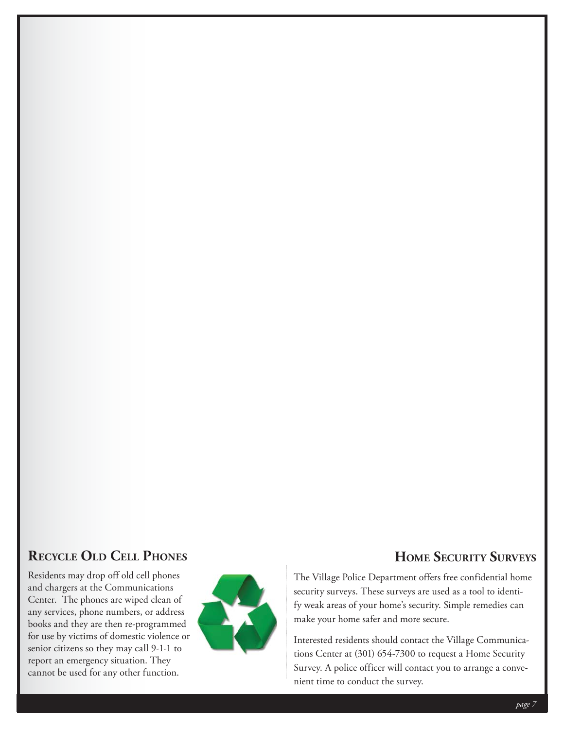## Recycle Old Cell Phones

Residents may drop off old cell phones and chargers at the Communications Center. The phones are wiped clean of any services, phone numbers, or address books and they are then re-programmed for use by victims of domestic violence or senior citizens so they may call 9-1-1 to report an emergency situation. They cannot be used for any other function.

## Home Security Surveys

The Village Police Department offers free confidential home security surveys. These surveys are used as a tool to identify weak areas of your home's security. Simple remedies can make your home safer and more secure.

Interested residents should contact the Village Communications Center at (301) 654-7300 to request a Home Security Survey. A police officer will contact you to arrange a convenient time to conduct the survey.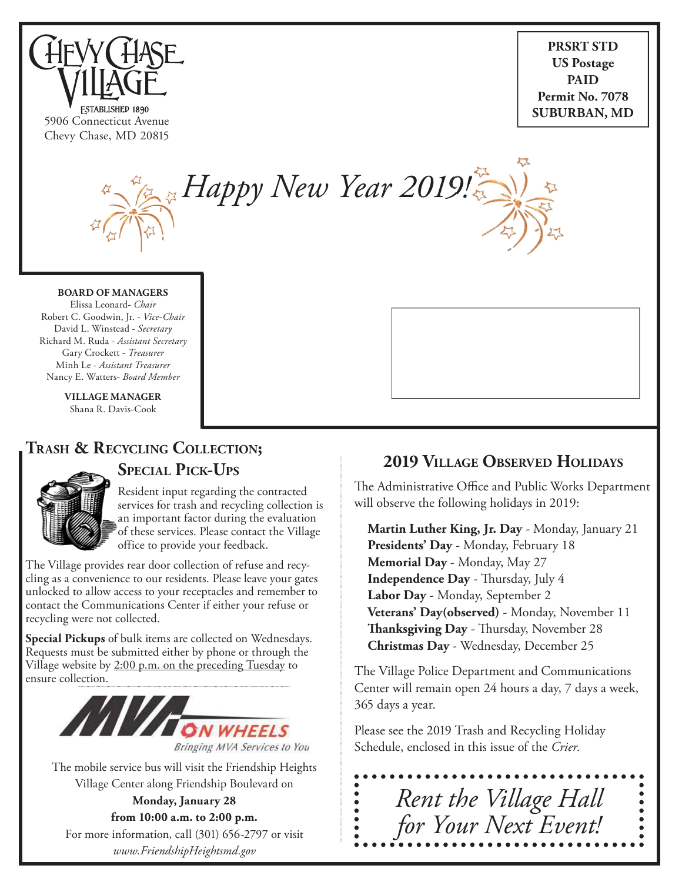CHEVY CHASE VILLAGE
ESTABLISHED 1890
5906 Connecticut Avenue
Chevy Chase, MD 20815

PRSRT STD
US Postage
PAID
Permit No. 7078
SUBURBAN, MD

# *Happy New Year 2019!*

**BOARD OF MANAGERS**
Elissa Leonard- *Chair*
Robert C. Goodwin, Jr. - *Vice-Chair*
David L. Winstead - *Secretary*
Richard M. Ruda - *Assistant Secretary*
Gary Crockett - *Treasurer*
Minh Le - *Assistant Treasurer*
Nancy E. Watters- *Board Member*

**VILLAGE MANAGER**
Shana R. Davis-Cook

## Trash & Recycling Collection; Special Pick-Ups

Resident input regarding the contracted services for trash and recycling collection is an important factor during the evaluation of these services. Please contact the Village office to provide your feedback.

The Village provides rear door collection of refuse and recycling as a convenience to our residents. Please leave your gates unlocked to allow access to your receptacles and remember to contact the Communications Center if either your refuse or recycling were not collected.

**Special Pickups** of bulk items are collected on Wednesdays. Requests must be submitted either by phone or through the Village website by 2:00 p.m. on the preceding Tuesday to ensure collection.

MVA ON WHEELS
*Bringing MVA Services to You*

The mobile service bus will visit the Friendship Heights Village Center along Friendship Boulevard on
**Monday, January 28**
**from 10:00 a.m. to 2:00 p.m.**
For more information, call (301) 656-2797 or visit *www.FriendshipHeightsmd.gov*

## 2019 Village Observed Holidays

The Administrative Office and Public Works Department will observe the following holidays in 2019:

**Martin Luther King, Jr. Day** - Monday, January 21
**Presidents' Day** - Monday, February 18
**Memorial Day** - Monday, May 27
**Independence Day** - Thursday, July 4
**Labor Day** - Monday, September 2
**Veterans' Day(observed)** - Monday, November 11
**Thanksgiving Day** - Thursday, November 28
**Christmas Day** - Wednesday, December 25

The Village Police Department and Communications Center will remain open 24 hours a day, 7 days a week, 365 days a year.

Please see the 2019 Trash and Recycling Holiday Schedule, enclosed in this issue of the *Crier*.

*Rent the Village Hall for Your Next Event!*